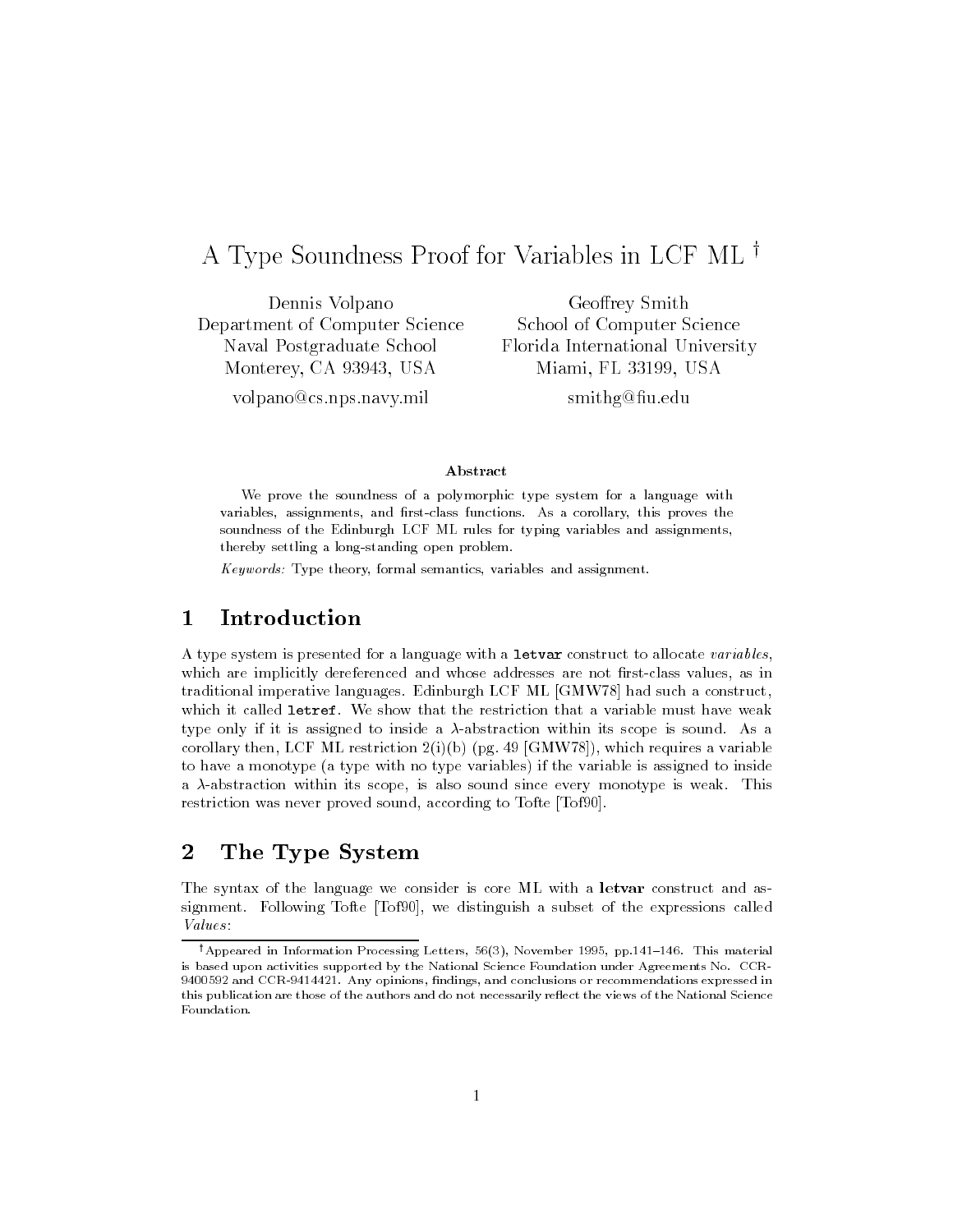# A Type Soundness Proof for Variables in LCF ML [†]

Dennis Volpano
Department of Computer Science
Naval Postgraduate School
Monterey, CA 93943, USA
volpano@cs.nps.navy.mil

Geoffrey Smith
School of Computer Science
Florida International University
Miami, FL 33199, USA
smithg@fiu.edu

### Abstract

We prove the soundness of a polymorphic type system for a language with variables, assignments, and first-class functions. As a corollary, this proves the soundness of the Edinburgh LCF ML rules for typing variables and assignments, thereby settling a long-standing open problem.

*Keywords:* Type theory, formal semantics, variables and assignment.

## 1 Introduction

A type system is presented for a language with a `letvar` construct to allocate *variables*, which are implicitly dereferenced and whose addresses are not first-class values, as in traditional imperative languages. Edinburgh LCF ML [GMW78] had such a construct, which it called `letref`. We show that the restriction that a variable must have weak type only if it is assigned to inside a $\lambda$-abstraction within its scope is sound. As a corollary then, LCF ML restriction 2(i)(b) (pg. 49 [GMW78]), which requires a variable to have a monotype (a type with no type variables) if the variable is assigned to inside a $\lambda$-abstraction within its scope, is also sound since every monotype is weak. This restriction was never proved sound, according to Tofte [Tof90].

## 2 The Type System

The syntax of the language we consider is core ML with a **letvar** construct and assignment. Following Tofte [Tof90], we distinguish a subset of the expressions called *Values*:

---

[†] Appeared in Information Processing Letters, 56(3), November 1995, pp.141–146. This material is based upon activities supported by the National Science Foundation under Agreements No. CCR-9400592 and CCR-9414421. Any opinions, findings, and conclusions or recommendations expressed in this publication are those of the authors and do not necessarily reflect the views of the National Science Foundation.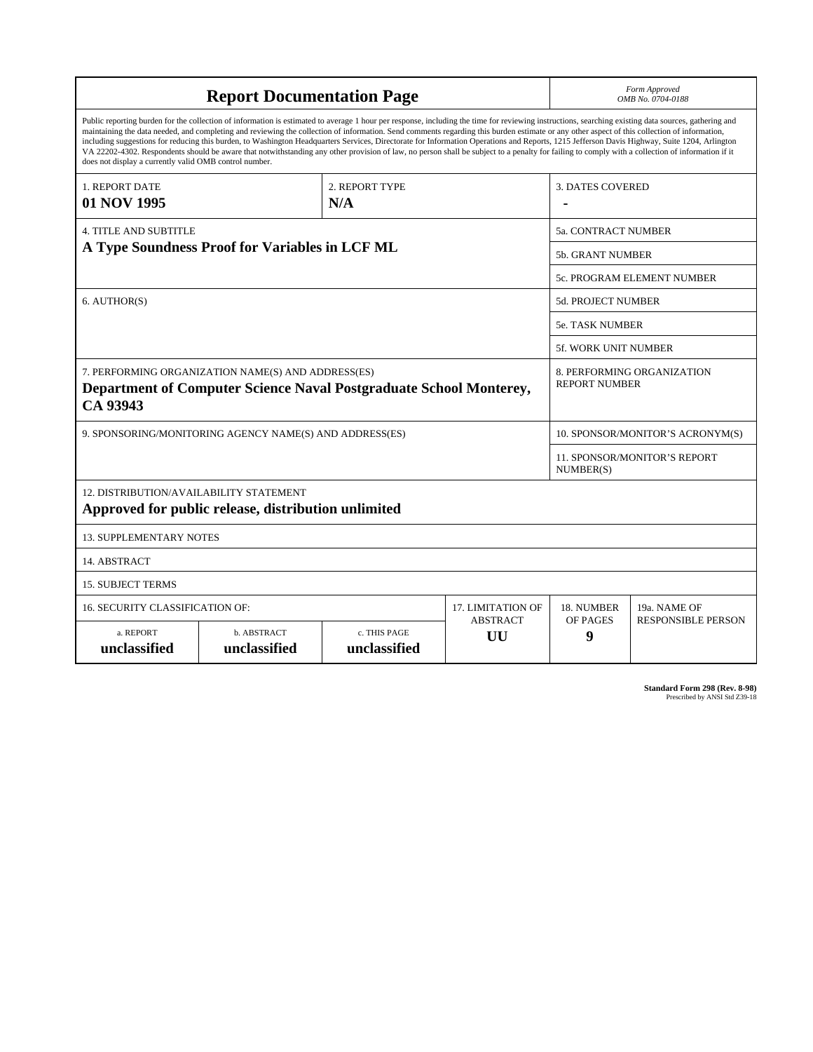# Report Documentation Page

*Form Approved*
*OMB No. 0704-0188*

Public reporting burden for the collection of information is estimated to average 1 hour per response, including the time for reviewing instructions, searching existing data sources, gathering and maintaining the data needed, and completing and reviewing the collection of information. Send comments regarding this burden estimate or any other aspect of this collection of information, including suggestions for reducing this burden, to Washington Headquarters Services, Directorate for Information Operations and Reports, 1215 Jefferson Davis Highway, Suite 1204, Arlington VA 22202-4302. Respondents should be aware that notwithstanding any other provision of law, no person shall be subject to a penalty for failing to comply with a collection of information if it does not display a currently valid OMB control number.

| 1. REPORT DATE | 2. REPORT TYPE | 3. DATES COVERED |
|---|---|---|
| **01 NOV 1995** | **N/A** | **-** |

| 4. TITLE AND SUBTITLE | |
|---|---|
| **A Type Soundness Proof for Variables in LCF ML** | 5a. CONTRACT NUMBER |
| | 5b. GRANT NUMBER |
| | 5c. PROGRAM ELEMENT NUMBER |
| 6. AUTHOR(S) | 5d. PROJECT NUMBER |
| | 5e. TASK NUMBER |
| | 5f. WORK UNIT NUMBER |
| 7. PERFORMING ORGANIZATION NAME(S) AND ADDRESS(ES) **Department of Computer Science Naval Postgraduate School Monterey, CA 93943** | 8. PERFORMING ORGANIZATION REPORT NUMBER |
| 9. SPONSORING/MONITORING AGENCY NAME(S) AND ADDRESS(ES) | 10. SPONSOR/MONITOR'S ACRONYM(S) |
| | 11. SPONSOR/MONITOR'S REPORT NUMBER(S) |

12. DISTRIBUTION/AVAILABILITY STATEMENT
**Approved for public release, distribution unlimited**

13. SUPPLEMENTARY NOTES

14. ABSTRACT

15. SUBJECT TERMS

| 16. SECURITY CLASSIFICATION OF: | | | 17. LIMITATION OF ABSTRACT | 18. NUMBER OF PAGES | 19a. NAME OF RESPONSIBLE PERSON |
|---|---|---|---|---|---|
| a. REPORT **unclassified** | b. ABSTRACT **unclassified** | c. THIS PAGE **unclassified** | **UU** | **9** | |

**Standard Form 298 (Rev. 8-98)**
Prescribed by ANSI Std Z39-18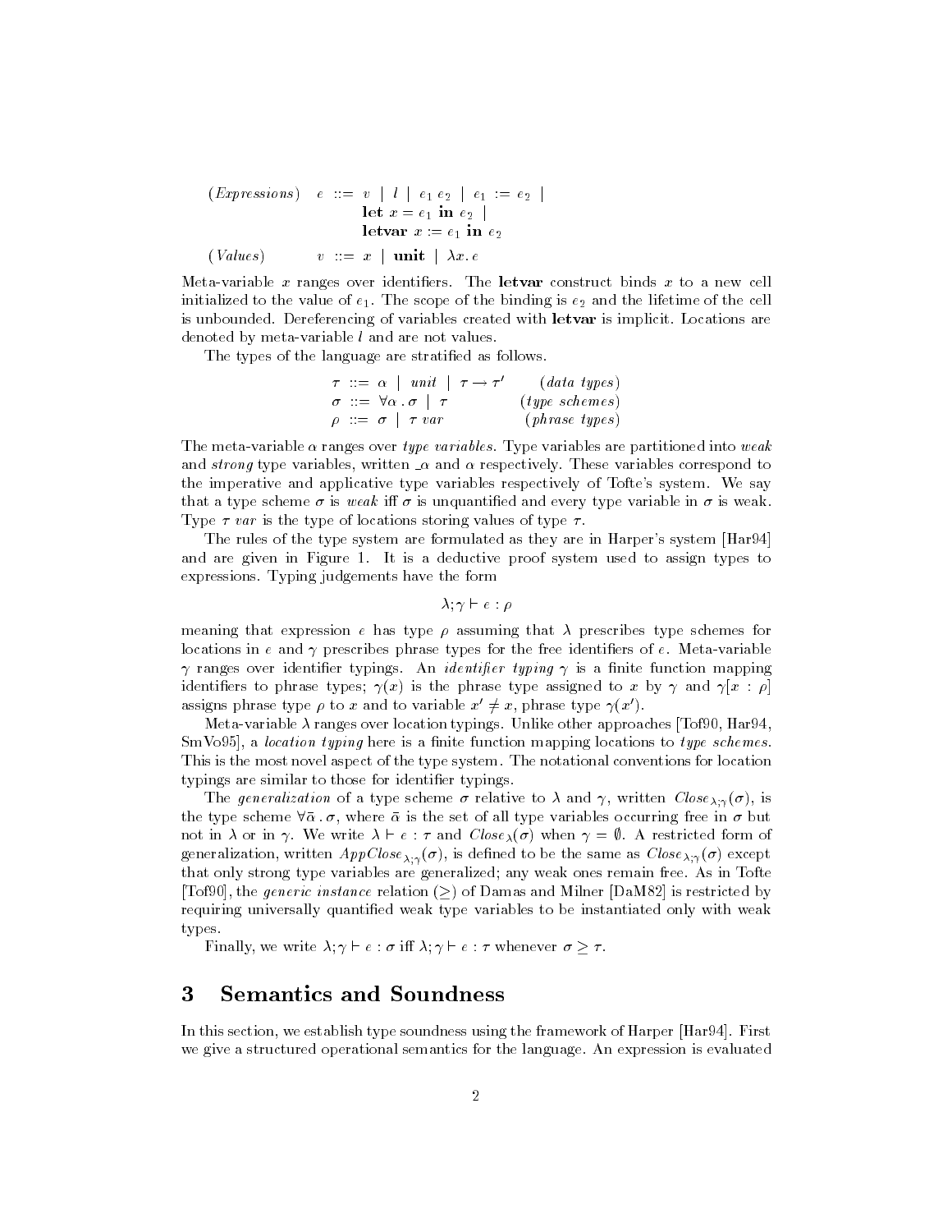$$
\begin{array}{llll}
(\textit{Expressions}) & e & ::= & v \mid l \mid e_1\, e_2 \mid e_1 := e_2 \mid \\
 & & & \textbf{let}\ x = e_1\ \textbf{in}\ e_2 \mid \\
 & & & \textbf{letvar}\ x := e_1\ \textbf{in}\ e_2 \\
(\textit{Values}) & v & ::= & x \mid \textbf{unit} \mid \lambda x.\, e
\end{array}
$$

Meta-variable $x$ ranges over identifiers. The **letvar** construct binds $x$ to a new cell initialized to the value of $e_1$. The scope of the binding is $e_2$ and the lifetime of the cell is unbounded. Dereferencing of variables created with **letvar** is implicit. Locations are denoted by meta-variable $l$ and are not values.

The types of the language are stratified as follows.

$$
\begin{array}{ll}
\tau ::= \alpha \mid unit \mid \tau \rightarrow \tau' & (\textit{data types}) \\
\sigma ::= \forall \alpha \,.\, \sigma \mid \tau & (\textit{type schemes}) \\
\rho ::= \sigma \mid \tau\ var & (\textit{phrase types})
\end{array}
$$

The meta-variable $\alpha$ ranges over *type variables*. Type variables are partitioned into *weak* and *strong* type variables, written $\_\alpha$ and $\alpha$ respectively. These variables correspond to the imperative and applicative type variables respectively of Tofte's system. We say that a type scheme $\sigma$ is *weak* iff $\sigma$ is unquantified and every type variable in $\sigma$ is weak. Type $\tau\ var$ is the type of locations storing values of type $\tau$.

The rules of the type system are formulated as they are in Harper's system [Har94] and are given in Figure 1. It is a deductive proof system used to assign types to expressions. Typing judgements have the form

$$\lambda; \gamma \vdash e : \rho$$

meaning that expression $e$ has type $\rho$ assuming that $\lambda$ prescribes type schemes for locations in $e$ and $\gamma$ prescribes phrase types for the free identifiers of $e$. Meta-variable $\gamma$ ranges over identifier typings. An *identifier typing* $\gamma$ is a finite function mapping identifiers to phrase types; $\gamma(x)$ is the phrase type assigned to $x$ by $\gamma$ and $\gamma[x : \rho]$ assigns phrase type $\rho$ to $x$ and to variable $x' \neq x$, phrase type $\gamma(x')$.

Meta-variable $\lambda$ ranges over location typings. Unlike other approaches [Tof90, Har94, SmVo95], a *location typing* here is a finite function mapping locations to *type schemes*. This is the most novel aspect of the type system. The notational conventions for location typings are similar to those for identifier typings.

The *generalization* of a type scheme $\sigma$ relative to $\lambda$ and $\gamma$, written $Close_{\lambda;\gamma}(\sigma)$, is the type scheme $\forall \bar{\alpha} \,.\, \sigma$, where $\bar{\alpha}$ is the set of all type variables occurring free in $\sigma$ but not in $\lambda$ or in $\gamma$. We write $\lambda \vdash e : \tau$ and $Close_{\lambda}(\sigma)$ when $\gamma = \emptyset$. A restricted form of generalization, written $AppClose_{\lambda;\gamma}(\sigma)$, is defined to be the same as $Close_{\lambda;\gamma}(\sigma)$ except that only strong type variables are generalized; any weak ones remain free. As in Tofte [Tof90], the *generic instance* relation ($\geq$) of Damas and Milner [DaM82] is restricted by requiring universally quantified weak type variables to be instantiated only with weak types.

Finally, we write $\lambda; \gamma \vdash e : \sigma$ iff $\lambda; \gamma \vdash e : \tau$ whenever $\sigma \geq \tau$.

# 3 Semantics and Soundness

In this section, we establish type soundness using the framework of Harper [Har94]. First we give a structured operational semantics for the language. An expression is evaluated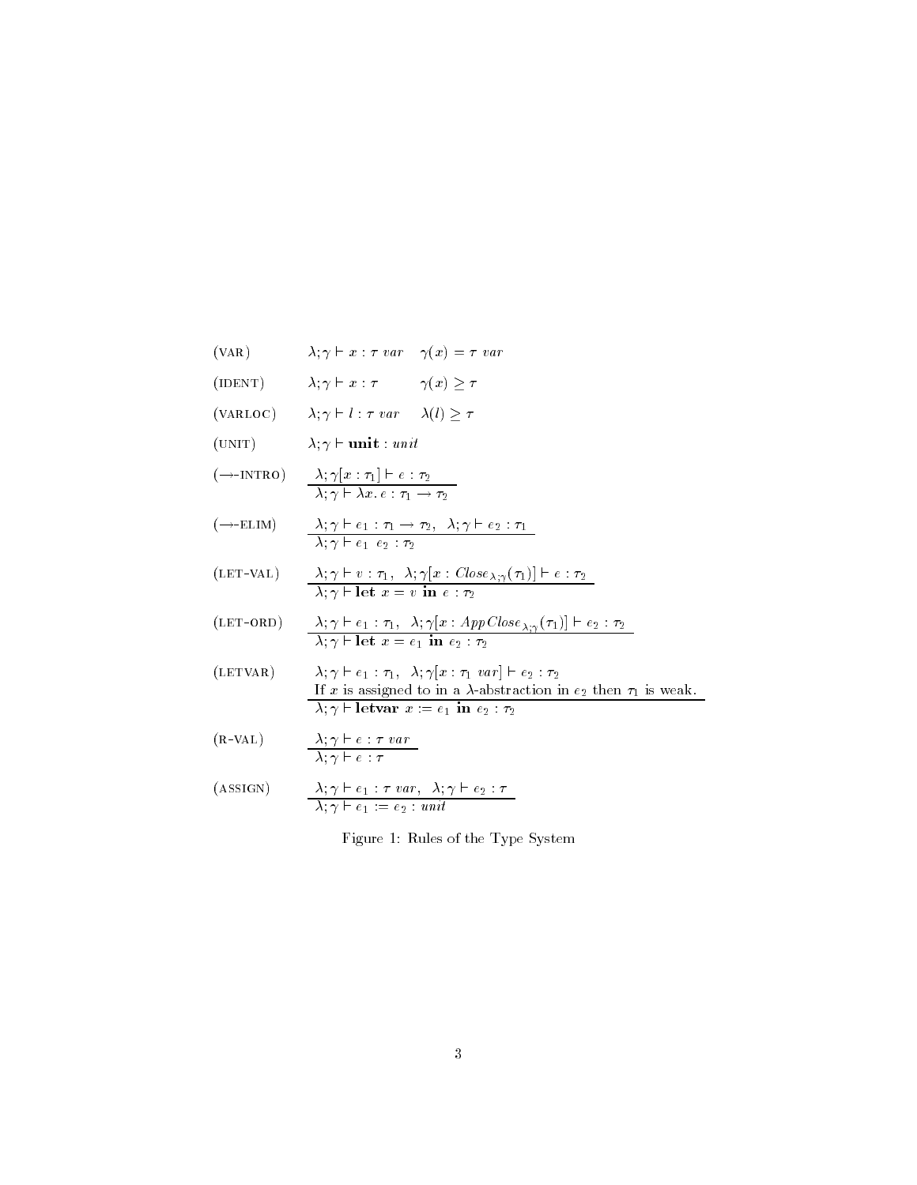(VAR) $\lambda; \gamma \vdash x : \tau \ var \quad \gamma(x) = \tau \ var$

(IDENT) $\lambda; \gamma \vdash x : \tau \quad \gamma(x) \geq \tau$

(VARLOC) $\lambda; \gamma \vdash l : \tau \ var \quad \lambda(l) \geq \tau$

(UNIT) $\lambda; \gamma \vdash \textbf{unit} : unit$

($\rightarrow$-INTRO)
$$\frac{\lambda; \gamma[x : \tau_1] \vdash e : \tau_2}{\lambda; \gamma \vdash \lambda x.\, e : \tau_1 \rightarrow \tau_2}$$

($\rightarrow$-ELIM)
$$\frac{\lambda; \gamma \vdash e_1 : \tau_1 \rightarrow \tau_2, \ \ \lambda; \gamma \vdash e_2 : \tau_1}{\lambda; \gamma \vdash e_1 \ \ e_2 : \tau_2}$$

(LET-VAL)
$$\frac{\lambda; \gamma \vdash v : \tau_1, \ \ \lambda; \gamma[x : Close_{\lambda;\gamma}(\tau_1)] \vdash e : \tau_2}{\lambda; \gamma \vdash \textbf{let} \ x = v \ \textbf{in} \ e : \tau_2}$$

(LET-ORD)
$$\frac{\lambda; \gamma \vdash e_1 : \tau_1, \ \ \lambda; \gamma[x : AppClose_{\lambda;\gamma}(\tau_1)] \vdash e_2 : \tau_2}{\lambda; \gamma \vdash \textbf{let} \ x = e_1 \ \textbf{in} \ e_2 : \tau_2}$$

(LETVAR)
$$\frac{\begin{array}{c}\lambda; \gamma \vdash e_1 : \tau_1, \ \ \lambda; \gamma[x : \tau_1 \ var] \vdash e_2 : \tau_2 \\ \text{If } x \text{ is assigned to in a } \lambda\text{-abstraction in } e_2 \text{ then } \tau_1 \text{ is weak.}\end{array}}{\lambda; \gamma \vdash \textbf{letvar} \ x := e_1 \ \textbf{in} \ e_2 : \tau_2}$$

(R-VAL)
$$\frac{\lambda; \gamma \vdash e : \tau \ var}{\lambda; \gamma \vdash e : \tau}$$

(ASSIGN)
$$\frac{\lambda; \gamma \vdash e_1 : \tau \ var, \ \ \lambda; \gamma \vdash e_2 : \tau}{\lambda; \gamma \vdash e_1 := e_2 : unit}$$

Figure 1: Rules of the Type System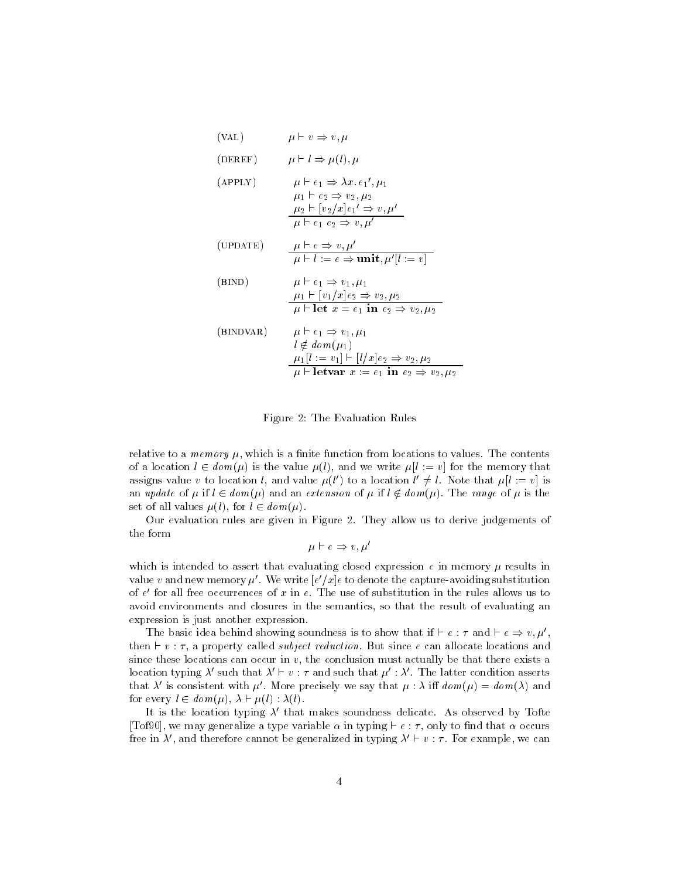(VAL) $\quad \mu \vdash v \Rightarrow v, \mu$

(DEREF) $\quad \mu \vdash l \Rightarrow \mu(l), \mu$

(APPLY)
$$\frac{\mu \vdash e_1 \Rightarrow \lambda x.\, e_1{}', \mu_1 \qquad \mu_1 \vdash e_2 \Rightarrow v_2, \mu_2 \qquad \mu_2 \vdash [v_2/x]e_1{}' \Rightarrow v, \mu'}{\mu \vdash e_1\ e_2 \Rightarrow v, \mu'}$$

(UPDATE)
$$\frac{\mu \vdash e \Rightarrow v, \mu'}{\mu \vdash l := e \Rightarrow \mathbf{unit}, \mu'[l := v]}$$

(BIND)
$$\frac{\mu \vdash e_1 \Rightarrow v_1, \mu_1 \qquad \mu_1 \vdash [v_1/x]e_2 \Rightarrow v_2, \mu_2}{\mu \vdash \mathbf{let}\ x = e_1\ \mathbf{in}\ e_2 \Rightarrow v_2, \mu_2}$$

(BINDVAR)
$$\frac{\mu \vdash e_1 \Rightarrow v_1, \mu_1 \qquad l \notin dom(\mu_1) \qquad \mu_1[l := v_1] \vdash [l/x]e_2 \Rightarrow v_2, \mu_2}{\mu \vdash \mathbf{letvar}\ x := e_1\ \mathbf{in}\ e_2 \Rightarrow v_2, \mu_2}$$

Figure 2: The Evaluation Rules

relative to a *memory* $\mu$, which is a finite function from locations to values. The contents of a location $l \in dom(\mu)$ is the value $\mu(l)$, and we write $\mu[l := v]$ for the memory that assigns value $v$ to location $l$, and value $\mu(l')$ to a location $l' \neq l$. Note that $\mu[l := v]$ is an *update* of $\mu$ if $l \in dom(\mu)$ and an *extension* of $\mu$ if $l \notin dom(\mu)$. The *range* of $\mu$ is the set of all values $\mu(l)$, for $l \in dom(\mu)$.

Our evaluation rules are given in Figure 2. They allow us to derive judgements of the form

$$\mu \vdash e \Rightarrow v, \mu'$$

which is intended to assert that evaluating closed expression $e$ in memory $\mu$ results in value $v$ and new memory $\mu'$. We write $[e'/x]e$ to denote the capture-avoiding substitution of $e'$ for all free occurrences of $x$ in $e$. The use of substitution in the rules allows us to avoid environments and closures in the semantics, so that the result of evaluating an expression is just another expression.

The basic idea behind showing soundness is to show that if $\vdash e : \tau$ and $\vdash e \Rightarrow v, \mu'$, then $\vdash v : \tau$, a property called *subject reduction*. But since $e$ can allocate locations and since these locations can occur in $v$, the conclusion must actually be that there exists a location typing $\lambda'$ such that $\lambda' \vdash v : \tau$ and such that $\mu' : \lambda'$. The latter condition asserts that $\lambda'$ is consistent with $\mu'$. More precisely we say that $\mu : \lambda$ iff $dom(\mu) = dom(\lambda)$ and for every $l \in dom(\mu)$, $\lambda \vdash \mu(l) : \lambda(l)$.

It is the location typing $\lambda'$ that makes soundness delicate. As observed by Tofte [Tof90], we may generalize a type variable $\alpha$ in typing $\vdash e : \tau$, only to find that $\alpha$ occurs free in $\lambda'$, and therefore cannot be generalized in typing $\lambda' \vdash v : \tau$. For example, we can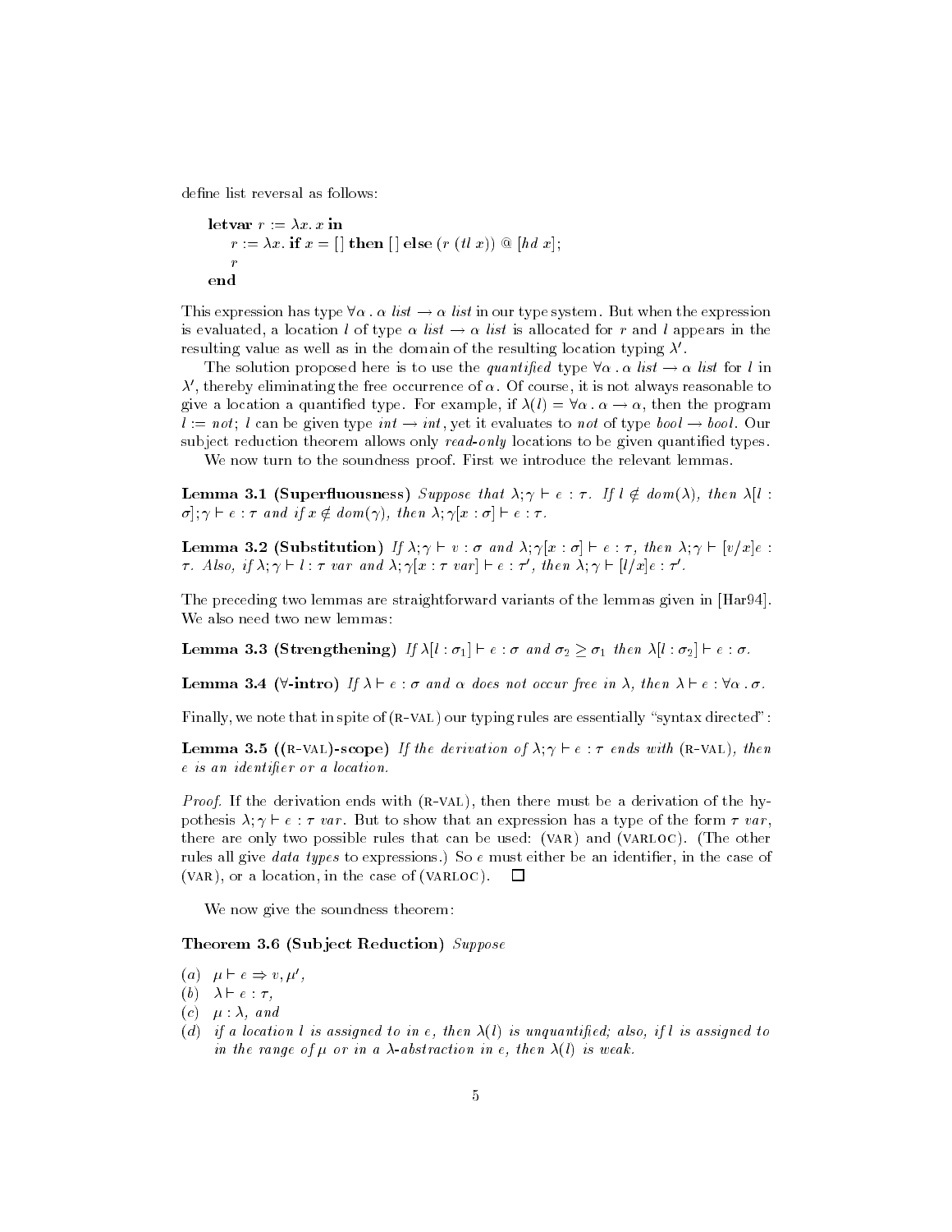define list reversal as follows:

$$
\begin{array}{l}
\textbf{letvar } r := \lambda x.\, x \textbf{ in} \\
\quad r := \lambda x.\, \textbf{if } x = [\,] \textbf{ then } [\,] \textbf{ else } (r\ (tl\ x)) \mathbin{@} [hd\ x]; \\
\quad r \\
\textbf{end}
\end{array}
$$

This expression has type $\forall\alpha\,.\,\alpha\ list \to \alpha\ list$ in our type system. But when the expression is evaluated, a location $l$ of type $\alpha\ list \to \alpha\ list$ is allocated for $r$ and $l$ appears in the resulting value as well as in the domain of the resulting location typing $\lambda'$.

The solution proposed here is to use the *quantified* type $\forall\alpha\,.\,\alpha\ list \to \alpha\ list$ for $l$ in $\lambda'$, thereby eliminating the free occurrence of $\alpha$. Of course, it is not always reasonable to give a location a quantified type. For example, if $\lambda(l) = \forall\alpha\,.\,\alpha \to \alpha$, then the program $l := not;\ l$ can be given type $int \to int$, yet it evaluates to $not$ of type $bool \to bool$. Our subject reduction theorem allows only *read-only* locations to be given quantified types.

We now turn to the soundness proof. First we introduce the relevant lemmas.

**Lemma 3.1 (Superfluousness)** *Suppose that* $\lambda;\gamma \vdash e : \tau$. *If* $l \notin dom(\lambda)$, *then* $\lambda[l : \sigma];\gamma \vdash e : \tau$ *and if* $x \notin dom(\gamma)$, *then* $\lambda;\gamma[x : \sigma] \vdash e : \tau$.

**Lemma 3.2 (Substitution)** *If* $\lambda;\gamma \vdash v : \sigma$ *and* $\lambda;\gamma[x : \sigma] \vdash e : \tau$, *then* $\lambda;\gamma \vdash [v/x]e : \tau$. *Also, if* $\lambda;\gamma \vdash l : \tau\ var$ *and* $\lambda;\gamma[x : \tau\ var] \vdash e : \tau'$, *then* $\lambda;\gamma \vdash [l/x]e : \tau'$.

The preceding two lemmas are straightforward variants of the lemmas given in [Har94]. We also need two new lemmas:

**Lemma 3.3 (Strengthening)** *If* $\lambda[l : \sigma_1] \vdash e : \sigma$ *and* $\sigma_2 \geq \sigma_1$ *then* $\lambda[l : \sigma_2] \vdash e : \sigma$.

**Lemma 3.4 ($\forall$-intro)** *If* $\lambda \vdash e : \sigma$ *and* $\alpha$ *does not occur free in* $\lambda$, *then* $\lambda \vdash e : \forall\alpha\,.\,\sigma$.

Finally, we note that in spite of (R-VAL) our typing rules are essentially "syntax directed":

**Lemma 3.5 ((R-VAL)-scope)** *If the derivation of* $\lambda;\gamma \vdash e : \tau$ *ends with* (R-VAL), *then* $e$ *is an identifier or a location.*

*Proof.* If the derivation ends with (R-VAL), then there must be a derivation of the hypothesis $\lambda;\gamma \vdash e : \tau\ var$. But to show that an expression has a type of the form $\tau\ var$, there are only two possible rules that can be used: (VAR) and (VARLOC). (The other rules all give *data types* to expressions.) So $e$ must either be an identifier, in the case of (VAR), or a location, in the case of (VARLOC). □

We now give the soundness theorem:

**Theorem 3.6 (Subject Reduction)** *Suppose*

(*a*) $\mu \vdash e \Rightarrow v, \mu'$,
(*b*) $\lambda \vdash e : \tau$,
(*c*) $\mu : \lambda$, *and*
(*d*) *if a location* $l$ *is assigned to in* $e$, *then* $\lambda(l)$ *is unquantified; also, if* $l$ *is assigned to in the range of* $\mu$ *or in a* $\lambda$*-abstraction in* $e$, *then* $\lambda(l)$ *is weak.*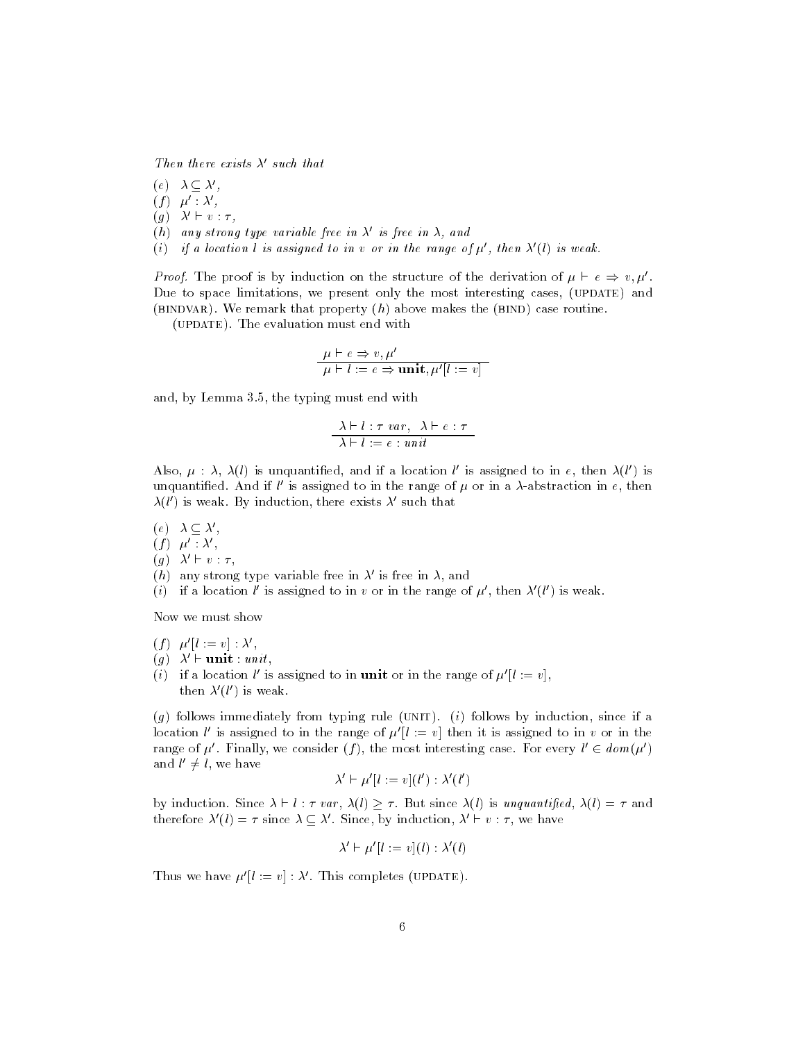*Then there exists* $\lambda'$ *such that*

$(e)$ $\lambda \subseteq \lambda'$,
$(f)$ $\mu' : \lambda'$,
$(g)$ $\lambda' \vdash v : \tau$,
$(h)$ *any strong type variable free in* $\lambda'$ *is free in* $\lambda$, *and*
$(i)$ *if a location* $l$ *is assigned to in* $v$ *or in the range of* $\mu'$, *then* $\lambda'(l)$ *is weak.*

*Proof.* The proof is by induction on the structure of the derivation of $\mu \vdash e \Rightarrow v, \mu'$. Due to space limitations, we present only the most interesting cases, (UPDATE) and (BINDVAR). We remark that property $(h)$ above makes the (BIND) case routine.

(UPDATE). The evaluation must end with

$$\frac{\mu \vdash e \Rightarrow v, \mu'}{\mu \vdash l := e \Rightarrow \mathbf{unit}, \mu'[l := v]}$$

and, by Lemma 3.5, the typing must end with

$$\frac{\lambda \vdash l : \tau\ var,\ \ \lambda \vdash e : \tau}{\lambda \vdash l := e : unit}$$

Also, $\mu : \lambda$, $\lambda(l)$ is unquantified, and if a location $l'$ is assigned to in $e$, then $\lambda(l')$ is unquantified. And if $l'$ is assigned to in the range of $\mu$ or in a $\lambda$-abstraction in $e$, then $\lambda(l')$ is weak. By induction, there exists $\lambda'$ such that

$(e)$ $\lambda \subseteq \lambda'$,
$(f)$ $\mu' : \lambda'$,
$(g)$ $\lambda' \vdash v : \tau$,
$(h)$ any strong type variable free in $\lambda'$ is free in $\lambda$, and
$(i)$ if a location $l'$ is assigned to in $v$ or in the range of $\mu'$, then $\lambda'(l')$ is weak.

Now we must show

$(f)$ $\mu'[l := v] : \lambda'$,
$(g)$ $\lambda' \vdash \mathbf{unit} : unit$,
$(i)$ if a location $l'$ is assigned to in **unit** or in the range of $\mu'[l := v]$, then $\lambda'(l')$ is weak.

$(g)$ follows immediately from typing rule (UNIT). $(i)$ follows by induction, since if a location $l'$ is assigned to in the range of $\mu'[l := v]$ then it is assigned to in $v$ or in the range of $\mu'$. Finally, we consider $(f)$, the most interesting case. For every $l' \in dom(\mu')$ and $l' \neq l$, we have

$$\lambda' \vdash \mu'[l := v](l') : \lambda'(l')$$

by induction. Since $\lambda \vdash l : \tau\ var$, $\lambda(l) \geq \tau$. But since $\lambda(l)$ is *unquantified*, $\lambda(l) = \tau$ and therefore $\lambda'(l) = \tau$ since $\lambda \subseteq \lambda'$. Since, by induction, $\lambda' \vdash v : \tau$, we have

$$\lambda' \vdash \mu'[l := v](l) : \lambda'(l)$$

Thus we have $\mu'[l := v] : \lambda'$. This completes (UPDATE).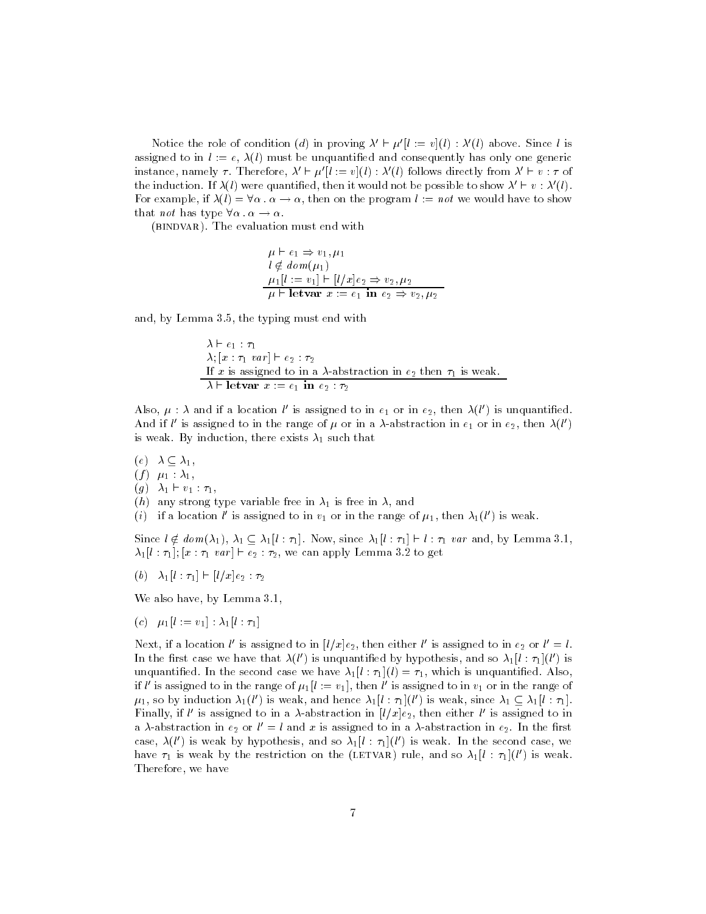Notice the role of condition $(d)$ in proving $\lambda' \vdash \mu'[l := v](l) : \lambda'(l)$ above. Since $l$ is assigned to in $l := e$, $\lambda(l)$ must be unquantified and consequently has only one generic instance, namely $\tau$. Therefore, $\lambda' \vdash \mu'[l := v](l) : \lambda'(l)$ follows directly from $\lambda' \vdash v : \tau$ of the induction. If $\lambda(l)$ were quantified, then it would not be possible to show $\lambda' \vdash v : \lambda'(l)$. For example, if $\lambda(l) = \forall \alpha \,.\, \alpha \rightarrow \alpha$, then on the program $l := not$ we would have to show that $not$ has type $\forall \alpha \,.\, \alpha \rightarrow \alpha$.

(BINDVAR). The evaluation must end with

$$\frac{\begin{array}{l} \mu \vdash e_1 \Rightarrow v_1, \mu_1 \\ l \notin dom(\mu_1) \\ \mu_1[l := v_1] \vdash [l/x]e_2 \Rightarrow v_2, \mu_2 \end{array}}{\mu \vdash \textbf{letvar } x := e_1 \textbf{ in } e_2 \Rightarrow v_2, \mu_2}$$

and, by Lemma 3.5, the typing must end with

$$\frac{\begin{array}{l} \lambda \vdash e_1 : \tau_1 \\ \lambda; [x : \tau_1 \ var] \vdash e_2 : \tau_2 \\ \text{If } x \text{ is assigned to in a } \lambda\text{-abstraction in } e_2 \text{ then } \tau_1 \text{ is weak.} \end{array}}{\lambda \vdash \textbf{letvar } x := e_1 \textbf{ in } e_2 : \tau_2}$$

Also, $\mu : \lambda$ and if a location $l'$ is assigned to in $e_1$ or in $e_2$, then $\lambda(l')$ is unquantified. And if $l'$ is assigned to in the range of $\mu$ or in a $\lambda$-abstraction in $e_1$ or in $e_2$, then $\lambda(l')$ is weak. By induction, there exists $\lambda_1$ such that

$(e)$ $\lambda \subseteq \lambda_1$,
$(f)$ $\mu_1 : \lambda_1$,
$(g)$ $\lambda_1 \vdash v_1 : \tau_1$,
$(h)$ any strong type variable free in $\lambda_1$ is free in $\lambda$, and
$(i)$ if a location $l'$ is assigned to in $v_1$ or in the range of $\mu_1$, then $\lambda_1(l')$ is weak.

Since $l \notin dom(\lambda_1)$, $\lambda_1 \subseteq \lambda_1[l : \tau_1]$. Now, since $\lambda_1[l : \tau_1] \vdash l : \tau_1 \ var$ and, by Lemma 3.1, $\lambda_1[l : \tau_1]; [x : \tau_1 \ var] \vdash e_2 : \tau_2$, we can apply Lemma 3.2 to get

$(b)$ $\lambda_1[l : \tau_1] \vdash [l/x]e_2 : \tau_2$

We also have, by Lemma 3.1,

$(c)$ $\mu_1[l := v_1] : \lambda_1[l : \tau_1]$

Next, if a location $l'$ is assigned to in $[l/x]e_2$, then either $l'$ is assigned to in $e_2$ or $l' = l$. In the first case we have that $\lambda(l')$ is unquantified by hypothesis, and so $\lambda_1[l : \tau_1](l')$ is unquantified. In the second case we have $\lambda_1[l : \tau_1](l) = \tau_1$, which is unquantified. Also, if $l'$ is assigned to in the range of $\mu_1[l := v_1]$, then $l'$ is assigned to in $v_1$ or in the range of $\mu_1$, so by induction $\lambda_1(l')$ is weak, and hence $\lambda_1[l : \tau_1](l')$ is weak, since $\lambda_1 \subseteq \lambda_1[l : \tau_1]$. Finally, if $l'$ is assigned to in a $\lambda$-abstraction in $[l/x]e_2$, then either $l'$ is assigned to in a $\lambda$-abstraction in $e_2$ or $l' = l$ and $x$ is assigned to in a $\lambda$-abstraction in $e_2$. In the first case, $\lambda(l')$ is weak by hypothesis, and so $\lambda_1[l : \tau_1](l')$ is weak. In the second case, we have $\tau_1$ is weak by the restriction on the (LETVAR) rule, and so $\lambda_1[l : \tau_1](l')$ is weak. Therefore, we have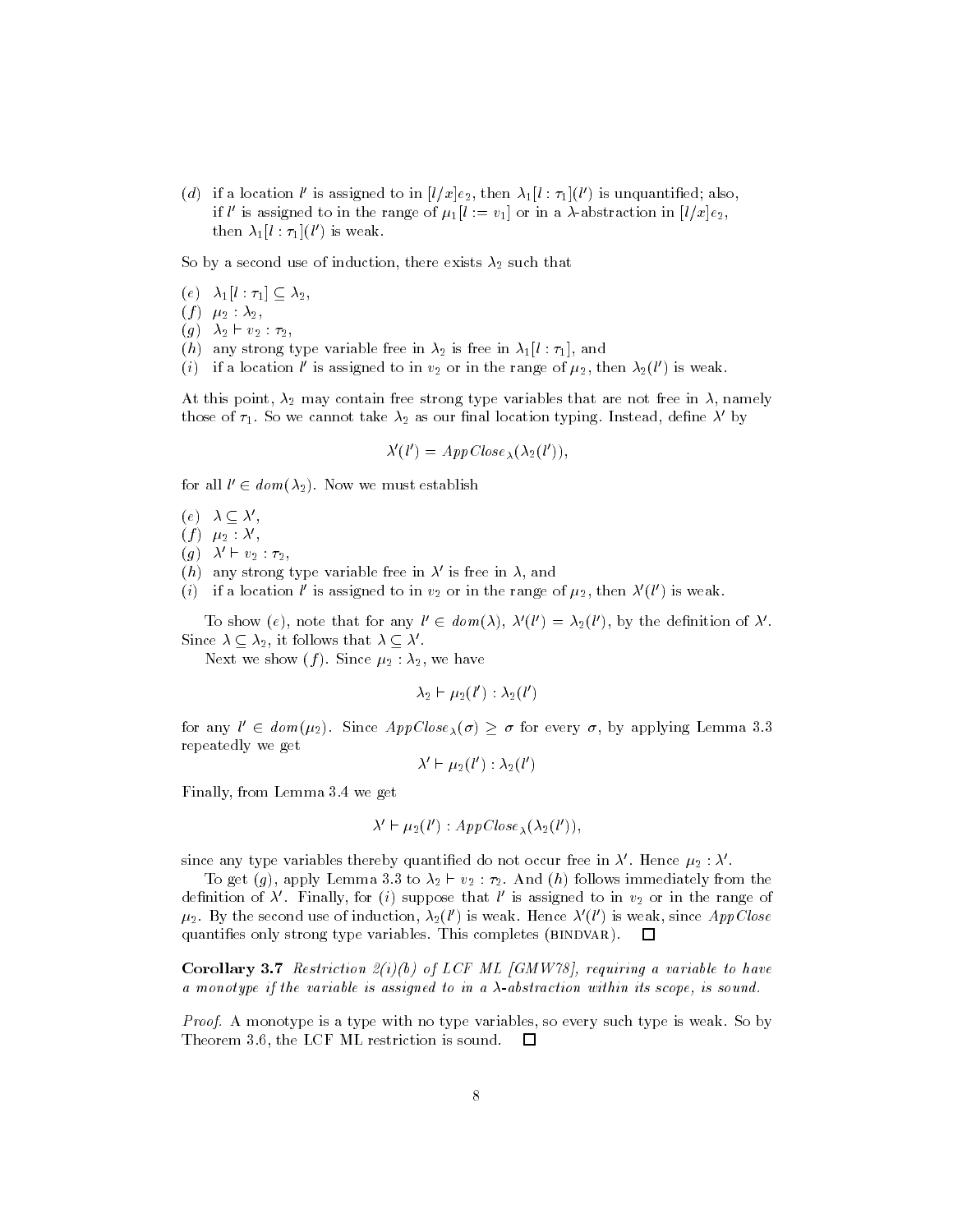(*d*) if a location $l'$ is assigned to in $[l/x]e_2$, then $\lambda_1[l : \tau_1](l')$ is unquantified; also, if $l'$ is assigned to in the range of $\mu_1[l := v_1]$ or in a $\lambda$-abstraction in $[l/x]e_2$, then $\lambda_1[l : \tau_1](l')$ is weak.

So by a second use of induction, there exists $\lambda_2$ such that

(*e*) $\lambda_1[l : \tau_1] \subseteq \lambda_2$,
(*f*) $\mu_2 : \lambda_2$,
(*g*) $\lambda_2 \vdash v_2 : \tau_2$,
(*h*) any strong type variable free in $\lambda_2$ is free in $\lambda_1[l : \tau_1]$, and
(*i*) if a location $l'$ is assigned to in $v_2$ or in the range of $\mu_2$, then $\lambda_2(l')$ is weak.

At this point, $\lambda_2$ may contain free strong type variables that are not free in $\lambda$, namely those of $\tau_1$. So we cannot take $\lambda_2$ as our final location typing. Instead, define $\lambda'$ by

$$\lambda'(l') = AppClose_\lambda(\lambda_2(l')),$$

for all $l' \in dom(\lambda_2)$. Now we must establish

(*e*) $\lambda \subseteq \lambda'$,
(*f*) $\mu_2 : \lambda'$,
(*g*) $\lambda' \vdash v_2 : \tau_2$,
(*h*) any strong type variable free in $\lambda'$ is free in $\lambda$, and
(*i*) if a location $l'$ is assigned to in $v_2$ or in the range of $\mu_2$, then $\lambda'(l')$ is weak.

To show (*e*), note that for any $l' \in dom(\lambda)$, $\lambda'(l') = \lambda_2(l')$, by the definition of $\lambda'$. Since $\lambda \subseteq \lambda_2$, it follows that $\lambda \subseteq \lambda'$.

Next we show (*f*). Since $\mu_2 : \lambda_2$, we have

$$\lambda_2 \vdash \mu_2(l') : \lambda_2(l')$$

for any $l' \in dom(\mu_2)$. Since $AppClose_\lambda(\sigma) \geq \sigma$ for every $\sigma$, by applying Lemma 3.3 repeatedly we get

$$\lambda' \vdash \mu_2(l') : \lambda_2(l')$$

Finally, from Lemma 3.4 we get

$$\lambda' \vdash \mu_2(l') : AppClose_\lambda(\lambda_2(l')),$$

since any type variables thereby quantified do not occur free in $\lambda'$. Hence $\mu_2 : \lambda'$.

To get (*g*), apply Lemma 3.3 to $\lambda_2 \vdash v_2 : \tau_2$. And (*h*) follows immediately from the definition of $\lambda'$. Finally, for (*i*) suppose that $l'$ is assigned to in $v_2$ or in the range of $\mu_2$. By the second use of induction, $\lambda_2(l')$ is weak. Hence $\lambda'(l')$ is weak, since *AppClose* quantifies only strong type variables. This completes (BINDVAR). □

**Corollary 3.7** *Restriction 2(i)(b) of LCF ML [GMW78], requiring a variable to have a monotype if the variable is assigned to in a $\lambda$-abstraction within its scope, is sound.*

*Proof.* A monotype is a type with no type variables, so every such type is weak. So by Theorem 3.6, the LCF ML restriction is sound. □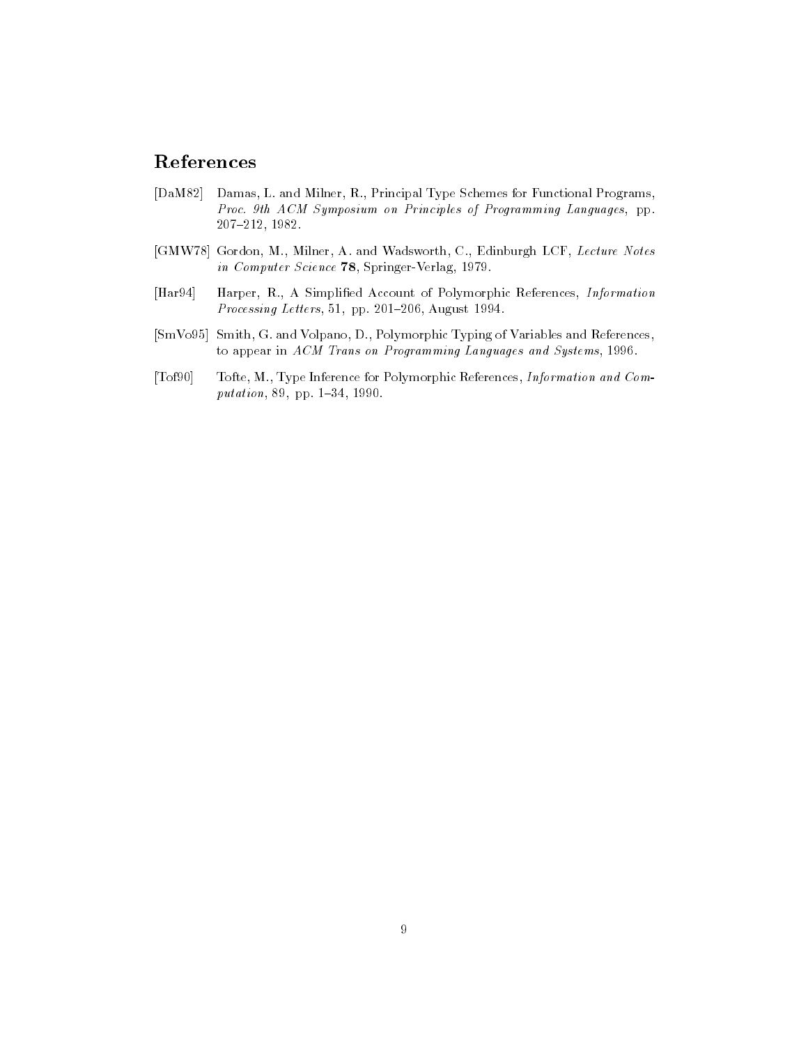## References

[DaM82] Damas, L. and Milner, R., Principal Type Schemes for Functional Programs, *Proc. 9th ACM Symposium on Principles of Programming Languages*, pp. 207–212, 1982.

[GMW78] Gordon, M., Milner, A. and Wadsworth, C., Edinburgh LCF, *Lecture Notes in Computer Science* **78**, Springer-Verlag, 1979.

[Har94] Harper, R., A Simplified Account of Polymorphic References, *Information Processing Letters*, 51, pp. 201–206, August 1994.

[SmVo95] Smith, G. and Volpano, D., Polymorphic Typing of Variables and References, to appear in *ACM Trans on Programming Languages and Systems*, 1996.

[Tof90] Tofte, M., Type Inference for Polymorphic References, *Information and Computation*, 89, pp. 1–34, 1990.